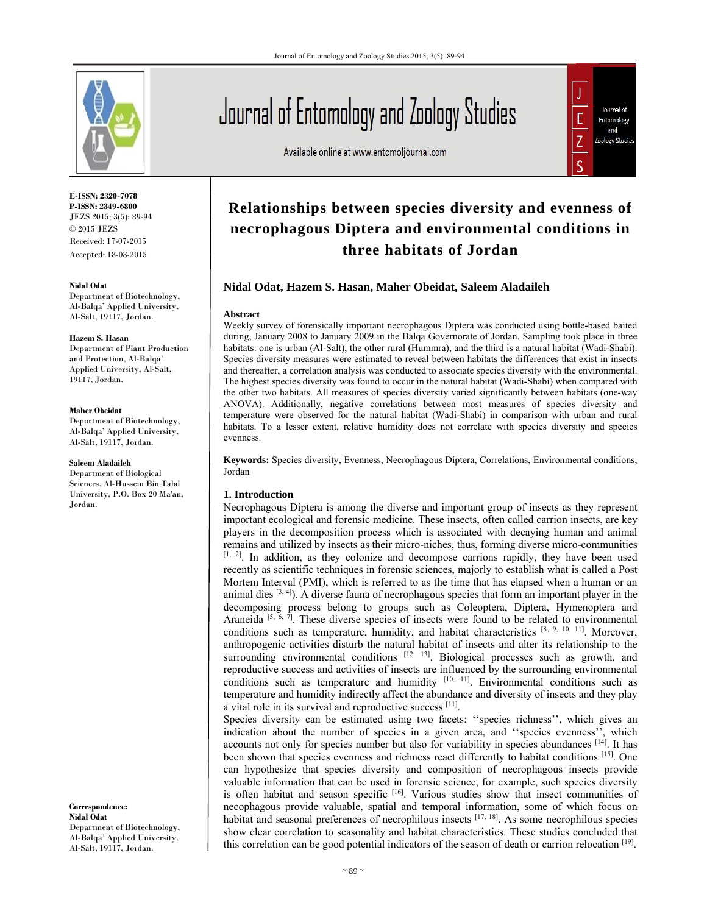E-ISSN: 2320-7078
P-ISSN: 2349-6800
JEZS 2015; 3(5): 89-94
© 2015 JEZS
Received: 17-07-2015
Accepted: 18-08-2015

**Nidal Odat**
Department of Biotechnology, Al-Balqa' Applied University, Al-Salt, 19117, Jordan.

**Hazem S. Hasan**
Department of Plant Production and Protection, Al-Balqa' Applied University, Al-Salt, 19117, Jordan.

**Maher Obeidat**
Department of Biotechnology, Al-Balqa' Applied University, Al-Salt, 19117, Jordan.

**Saleem Aladaileh**
Department of Biological Sciences, Al-Hussein Bin Talal University, P.O. Box 20 Ma'an, Jordan.

**Correspondence:**
**Nidal Odat**
Department of Biotechnology, Al-Balqa' Applied University, Al-Salt, 19117, Jordan.

# Relationships between species diversity and evenness of necrophagous Diptera and environmental conditions in three habitats of Jordan

**Nidal Odat, Hazem S. Hasan, Maher Obeidat, Saleem Aladaileh**

## Abstract

Weekly survey of forensically important necrophagous Diptera was conducted using bottle-based baited during, January 2008 to January 2009 in the Balqa Governorate of Jordan. Sampling took place in three habitats: one is urban (Al-Salt), the other rural (Hummra), and the third is a natural habitat (Wadi-Shabi). Species diversity measures were estimated to reveal between habitats the differences that exist in insects and thereafter, a correlation analysis was conducted to associate species diversity with the environmental. The highest species diversity was found to occur in the natural habitat (Wadi-Shabi) when compared with the other two habitats. All measures of species diversity varied significantly between habitats (one-way ANOVA). Additionally, negative correlations between most measures of species diversity and temperature were observed for the natural habitat (Wadi-Shabi) in comparison with urban and rural habitats. To a lesser extent, relative humidity does not correlate with species diversity and species evenness.

**Keywords:** Species diversity, Evenness, Necrophagous Diptera, Correlations, Environmental conditions, Jordan

## 1. Introduction

Necrophagous Diptera is among the diverse and important group of insects as they represent important ecological and forensic medicine. These insects, often called carrion insects, are key players in the decomposition process which is associated with decaying human and animal remains and utilized by insects as their micro-niches, thus, forming diverse micro-communities [1, 2]. In addition, as they colonize and decompose carrions rapidly, they have been used recently as scientific techniques in forensic sciences, majorly to establish what is called a Post Mortem Interval (PMI), which is referred to as the time that has elapsed when a human or an animal dies [3, 4]). A diverse fauna of necrophagous species that form an important player in the decomposing process belong to groups such as Coleoptera, Diptera, Hymenoptera and Araneida [5, 6, 7]. These diverse species of insects were found to be related to environmental conditions such as temperature, humidity, and habitat characteristics [8, 9, 10, 11]. Moreover, anthropogenic activities disturb the natural habitat of insects and alter its relationship to the surrounding environmental conditions [12, 13]. Biological processes such as growth, and reproductive success and activities of insects are influenced by the surrounding environmental conditions such as temperature and humidity [10, 11]. Environmental conditions such as temperature and humidity indirectly affect the abundance and diversity of insects and they play a vital role in its survival and reproductive success [11].

Species diversity can be estimated using two facets: ''species richness'', which gives an indication about the number of species in a given area, and ''species evenness'', which accounts not only for species number but also for variability in species abundances [14]. It has been shown that species evenness and richness react differently to habitat conditions [15]. One can hypothesize that species diversity and composition of necrophagous insects provide valuable information that can be used in forensic science, for example, such species diversity is often habitat and season specific [16]. Various studies show that insect communities of necophagous provide valuable, spatial and temporal information, some of which focus on habitat and seasonal preferences of necrophilous insects [17, 18]. As some necrophilous species show clear correlation to seasonality and habitat characteristics. These studies concluded that this correlation can be good potential indicators of the season of death or carrion relocation [19].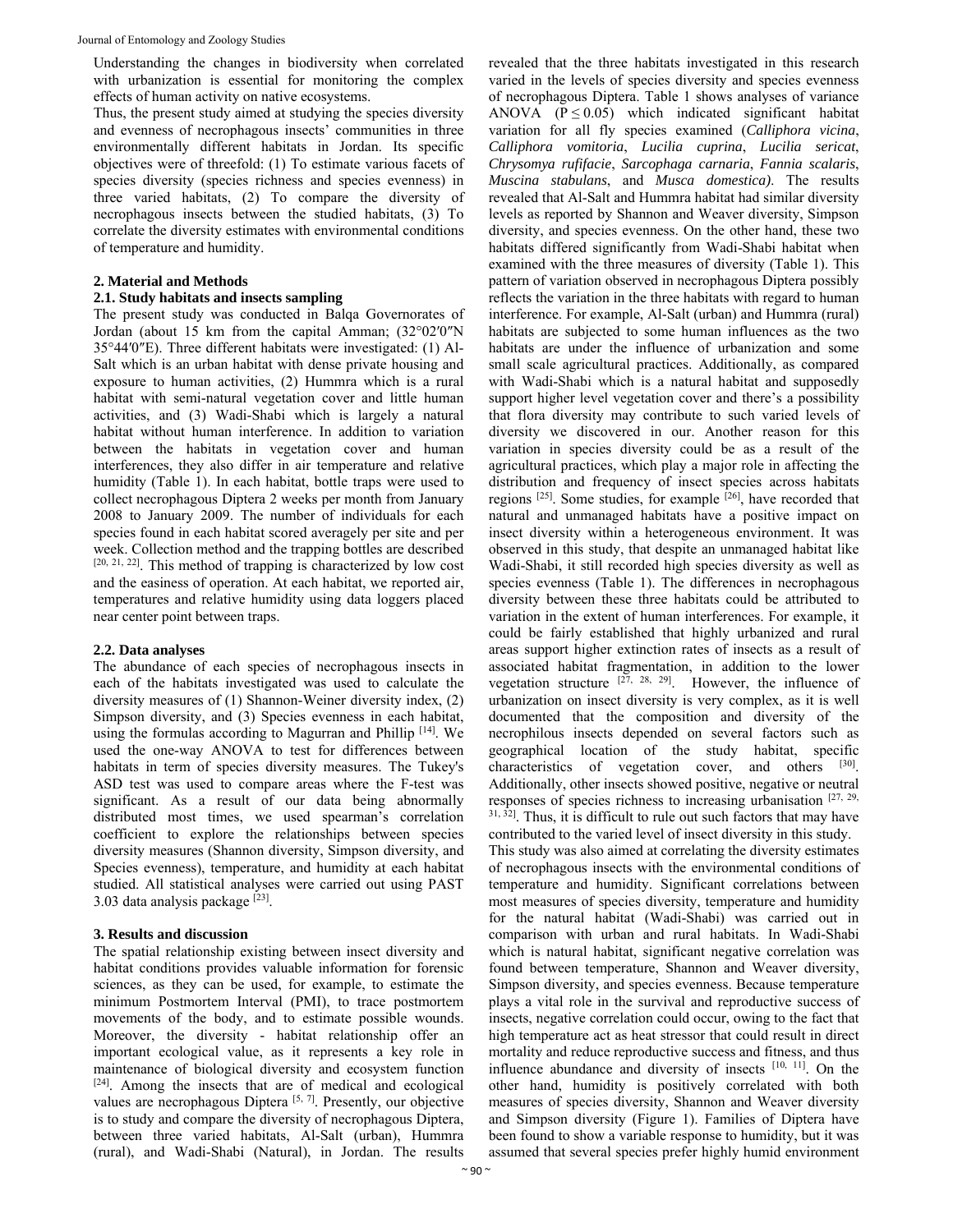Understanding the changes in biodiversity when correlated with urbanization is essential for monitoring the complex effects of human activity on native ecosystems.

Thus, the present study aimed at studying the species diversity and evenness of necrophagous insects' communities in three environmentally different habitats in Jordan. Its specific objectives were of threefold: (1) To estimate various facets of species diversity (species richness and species evenness) in three varied habitats, (2) To compare the diversity of necrophagous insects between the studied habitats, (3) To correlate the diversity estimates with environmental conditions of temperature and humidity.

## 2. Material and Methods

### 2.1. Study habitats and insects sampling

The present study was conducted in Balqa Governorates of Jordan (about 15 km from the capital Amman; (32°02′0″N 35°44′0″E). Three different habitats were investigated: (1) Al-Salt which is an urban habitat with dense private housing and exposure to human activities, (2) Hummra which is a rural habitat with semi-natural vegetation cover and little human activities, and (3) Wadi-Shabi which is largely a natural habitat without human interference. In addition to variation between the habitats in vegetation cover and human interferences, they also differ in air temperature and relative humidity (Table 1). In each habitat, bottle traps were used to collect necrophagous Diptera 2 weeks per month from January 2008 to January 2009. The number of individuals for each species found in each habitat scored averagely per site and per week. Collection method and the trapping bottles are described [20, 21, 22]. This method of trapping is characterized by low cost and the easiness of operation. At each habitat, we reported air, temperatures and relative humidity using data loggers placed near center point between traps.

### 2.2. Data analyses

The abundance of each species of necrophagous insects in each of the habitats investigated was used to calculate the diversity measures of (1) Shannon-Weiner diversity index, (2) Simpson diversity, and (3) Species evenness in each habitat, using the formulas according to Magurran and Phillip [14]. We used the one-way ANOVA to test for differences between habitats in term of species diversity measures. The Tukey's ASD test was used to compare areas where the F-test was significant. As a result of our data being abnormally distributed most times, we used spearman's correlation coefficient to explore the relationships between species diversity measures (Shannon diversity, Simpson diversity, and Species evenness), temperature, and humidity at each habitat studied. All statistical analyses were carried out using PAST 3.03 data analysis package [23].

## 3. Results and discussion

The spatial relationship existing between insect diversity and habitat conditions provides valuable information for forensic sciences, as they can be used, for example, to estimate the minimum Postmortem Interval (PMI), to trace postmortem movements of the body, and to estimate possible wounds. Moreover, the diversity - habitat relationship offer an important ecological value, as it represents a key role in maintenance of biological diversity and ecosystem function [24]. Among the insects that are of medical and ecological values are necrophagous Diptera [5, 7]. Presently, our objective is to study and compare the diversity of necrophagous Diptera, between three varied habitats, Al-Salt (urban), Hummra (rural), and Wadi-Shabi (Natural), in Jordan. The results revealed that the three habitats investigated in this research varied in the levels of species diversity and species evenness of necrophagous Diptera. Table 1 shows analyses of variance ANOVA ($P \leq 0.05$) which indicated significant habitat variation for all fly species examined (*Calliphora vicina*, *Calliphora vomitoria*, *Lucilia cuprina*, *Lucilia sericat*, *Chrysomya rufifacie*, *Sarcophaga carnaria*, *Fannia scalaris*, *Muscina stabulans*, and *Musca domestica)*. The results revealed that Al-Salt and Hummra habitat had similar diversity levels as reported by Shannon and Weaver diversity, Simpson diversity, and species evenness. On the other hand, these two habitats differed significantly from Wadi-Shabi habitat when examined with the three measures of diversity (Table 1). This pattern of variation observed in necrophagous Diptera possibly reflects the variation in the three habitats with regard to human interference. For example, Al-Salt (urban) and Hummra (rural) habitats are subjected to some human influences as the two habitats are under the influence of urbanization and some small scale agricultural practices. Additionally, as compared with Wadi-Shabi which is a natural habitat and supposedly support higher level vegetation cover and there's a possibility that flora diversity may contribute to such varied levels of diversity we discovered in our. Another reason for this variation in species diversity could be as a result of the agricultural practices, which play a major role in affecting the distribution and frequency of insect species across habitats regions [25]. Some studies, for example [26], have recorded that natural and unmanaged habitats have a positive impact on insect diversity within a heterogeneous environment. It was observed in this study, that despite an unmanaged habitat like Wadi-Shabi, it still recorded high species diversity as well as species evenness (Table 1). The differences in necrophagous diversity between these three habitats could be attributed to variation in the extent of human interferences. For example, it could be fairly established that highly urbanized and rural areas support higher extinction rates of insects as a result of associated habitat fragmentation, in addition to the lower vegetation structure [27, 28, 29]. However, the influence of urbanization on insect diversity is very complex, as it is well documented that the composition and diversity of the necrophilous insects depended on several factors such as geographical location of the study habitat, specific characteristics of vegetation cover, and others [30]. Additionally, other insects showed positive, negative or neutral responses of species richness to increasing urbanisation [27, 29, 31, 32]. Thus, it is difficult to rule out such factors that may have contributed to the varied level of insect diversity in this study.

This study was also aimed at correlating the diversity estimates of necrophagous insects with the environmental conditions of temperature and humidity. Significant correlations between most measures of species diversity, temperature and humidity for the natural habitat (Wadi-Shabi) was carried out in comparison with urban and rural habitats. In Wadi-Shabi which is natural habitat, significant negative correlation was found between temperature, Shannon and Weaver diversity, Simpson diversity, and species evenness. Because temperature plays a vital role in the survival and reproductive success of insects, negative correlation could occur, owing to the fact that high temperature act as heat stressor that could result in direct mortality and reduce reproductive success and fitness, and thus influence abundance and diversity of insects [10, 11]. On the other hand, humidity is positively correlated with both measures of species diversity, Shannon and Weaver diversity and Simpson diversity (Figure 1). Families of Diptera have been found to show a variable response to humidity, but it was assumed that several species prefer highly humid environment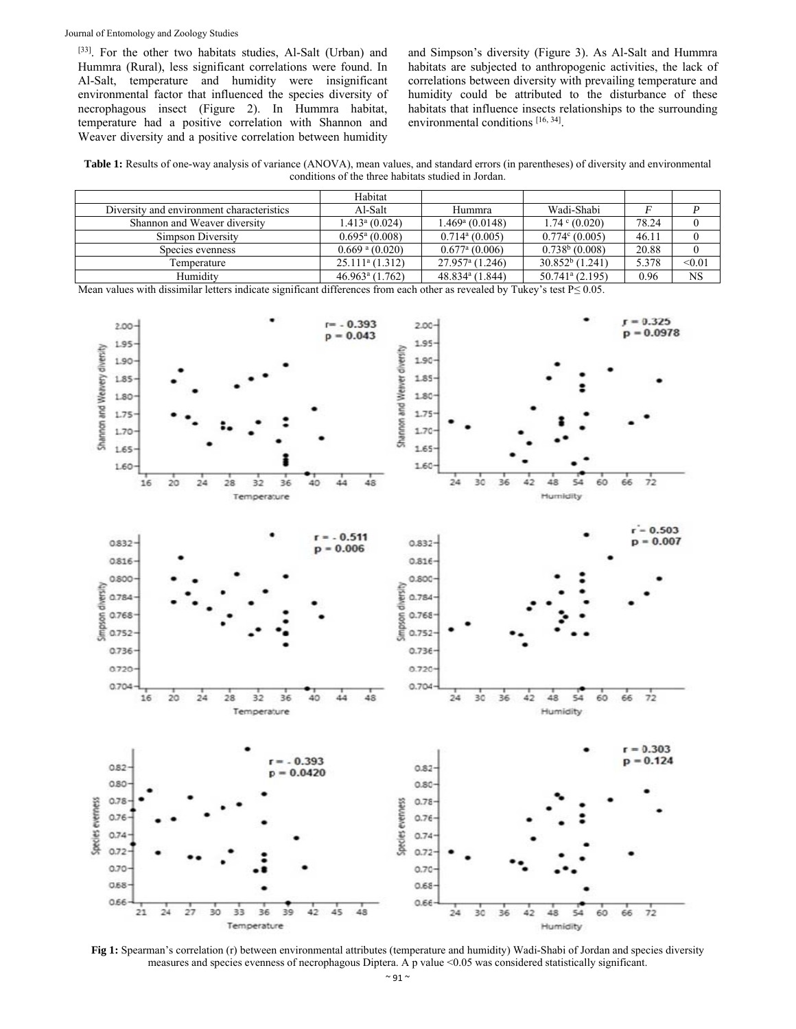[33]. For the other two habitats studies, Al-Salt (Urban) and Hummra (Rural), less significant correlations were found. In Al-Salt, temperature and humidity were insignificant environmental factor that influenced the species diversity of necrophagous insect (Figure 2). In Hummra habitat, temperature had a positive correlation with Shannon and Weaver diversity and a positive correlation between humidity and Simpson's diversity (Figure 3). As Al-Salt and Hummra habitats are subjected to anthropogenic activities, the lack of correlations between diversity with prevailing temperature and humidity could be attributed to the disturbance of these habitats that influence insects relationships to the surrounding environmental conditions [16, 34].

**Table 1:** Results of one-way analysis of variance (ANOVA), mean values, and standard errors (in parentheses) of diversity and environmental conditions of the three habitats studied in Jordan.

| | Habitat | | | | |
|---|---|---|---|---|---|
| Diversity and environment characteristics | Al-Salt | Hummra | Wadi-Shabi | *F* | *P* |
| Shannon and Weaver diversity | $1.413^{a}$ (0.024) | $1.469^{a}$ (0.0148) | $1.74^{c}$ (0.020) | 78.24 | 0 |
| Simpson Diversity | $0.695^{a}$ (0.008) | $0.714^{a}$ (0.005) | $0.774^{c}$ (0.005) | 46.11 | 0 |
| Species evenness | $0.669^{a}$ (0.020) | $0.677^{a}$ (0.006) | $0.738^{b}$ (0.008) | 20.88 | 0 |
| Temperature | $25.111^{a}$ (1.312) | $27.957^{a}$ (1.246) | $30.852^{b}$ (1.241) | 5.378 | <0.01 |
| Humidity | $46.963^{a}$ (1.762) | $48.834^{a}$ (1.844) | $50.741^{a}$ (2.195) | 0.96 | NS |

Mean values with dissimilar letters indicate significant differences from each other as revealed by Tukey's test $P \leq 0.05$.

**Fig 1:** Spearman's correlation (r) between environmental attributes (temperature and humidity) Wadi-Shabi of Jordan and species diversity measures and species evenness of necrophagous Diptera. A p value <0.05 was considered statistically significant.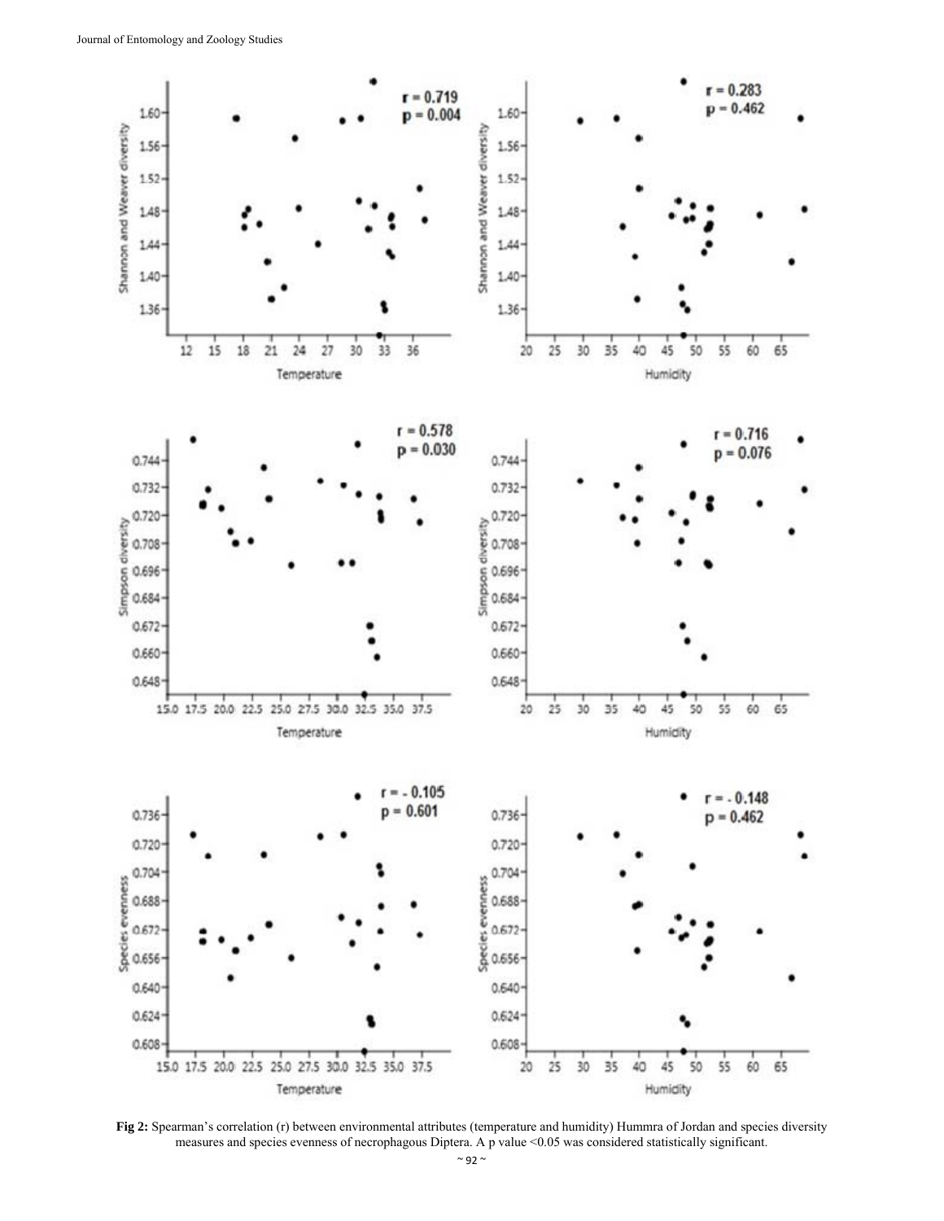**Fig 2:** Spearman's correlation (r) between environmental attributes (temperature and humidity) Hummra of Jordan and species diversity measures and species evenness of necrophagous Diptera. A p value <0.05 was considered statistically significant.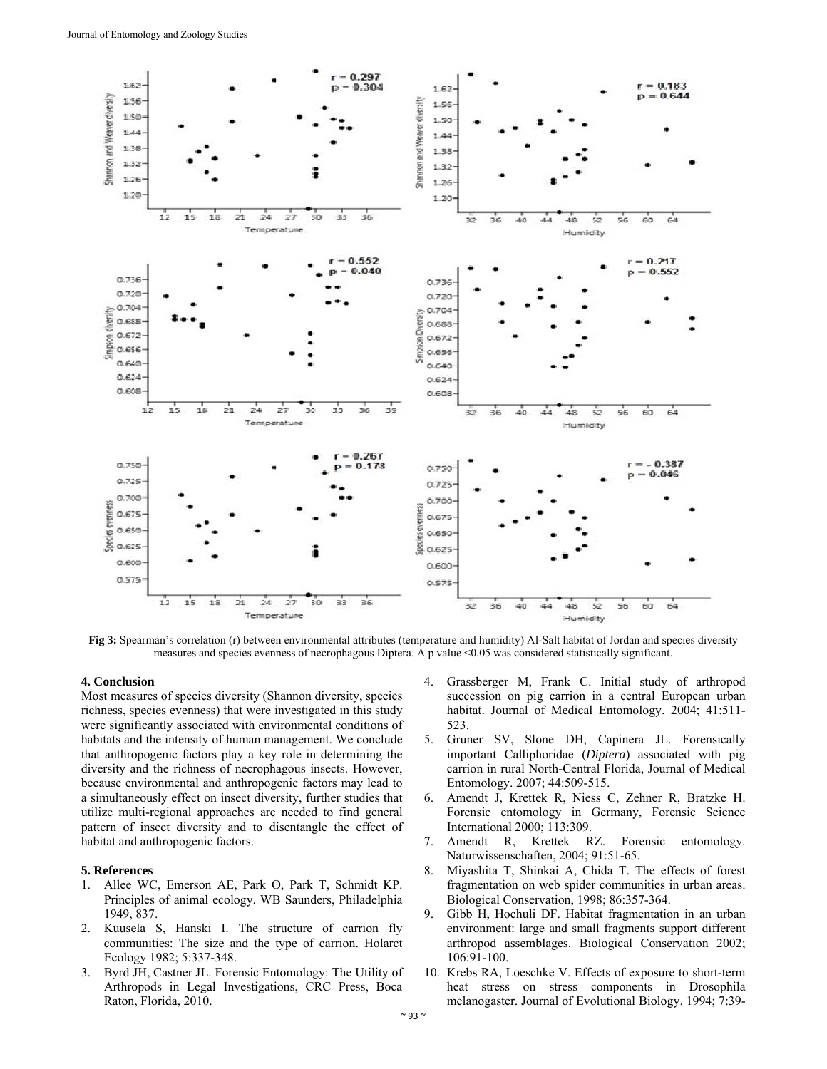**Fig 3:** Spearman's correlation (r) between environmental attributes (temperature and humidity) Al-Salt habitat of Jordan and species diversity measures and species evenness of necrophagous Diptera. A p value <0.05 was considered statistically significant.

## 4. Conclusion

Most measures of species diversity (Shannon diversity, species richness, species evenness) that were investigated in this study were significantly associated with environmental conditions of habitats and the intensity of human management. We conclude that anthropogenic factors play a key role in determining the diversity and the richness of necrophagous insects. However, because environmental and anthropogenic factors may lead to a simultaneously effect on insect diversity, further studies that utilize multi-regional approaches are needed to find general pattern of insect diversity and to disentangle the effect of habitat and anthropogenic factors.

## 5. References

1. Allee WC, Emerson AE, Park O, Park T, Schmidt KP. Principles of animal ecology. WB Saunders, Philadelphia 1949, 837.
2. Kuusela S, Hanski I. The structure of carrion fly communities: The size and the type of carrion. Holarct Ecology 1982; 5:337-348.
3. Byrd JH, Castner JL. Forensic Entomology: The Utility of Arthropods in Legal Investigations, CRC Press, Boca Raton, Florida, 2010.
4. Grassberger M, Frank C. Initial study of arthropod succession on pig carrion in a central European urban habitat. Journal of Medical Entomology. 2004; 41:511-523.
5. Gruner SV, Slone DH, Capinera JL. Forensically important Calliphoridae (*Diptera*) associated with pig carrion in rural North-Central Florida, Journal of Medical Entomology. 2007; 44:509-515.
6. Amendt J, Krettek R, Niess C, Zehner R, Bratzke H. Forensic entomology in Germany, Forensic Science International 2000; 113:309.
7. Amendt R, Krettek RZ. Forensic entomology. Naturwissenschaften, 2004; 91:51-65.
8. Miyashita T, Shinkai A, Chida T. The effects of forest fragmentation on web spider communities in urban areas. Biological Conservation, 1998; 86:357-364.
9. Gibb H, Hochuli DF. Habitat fragmentation in an urban environment: large and small fragments support different arthropod assemblages. Biological Conservation 2002; 106:91-100.
10. Krebs RA, Loeschke V. Effects of exposure to short-term heat stress on stress components in Drosophila melanogaster. Journal of Evolutional Biology. 1994; 7:39-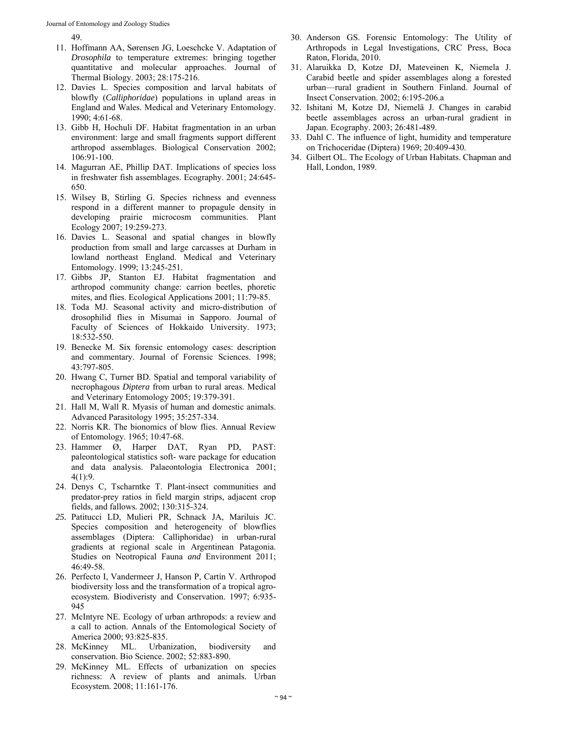49.

11. Hoffmann AA, Sørensen JG, Loeschcke V. Adaptation of *Drosophila* to temperature extremes: bringing together quantitative and molecular approaches. Journal of Thermal Biology. 2003; 28:175-216.
12. Davies L. Species composition and larval habitats of blowfly (*Calliphoridae*) populations in upland areas in England and Wales. Medical and Veterinary Entomology. 1990; 4:61-68.
13. Gibb H, Hochuli DF. Habitat fragmentation in an urban environment: large and small fragments support different arthropod assemblages. Biological Conservation 2002; 106:91-100.
14. Magurran AE, Phillip DAT. Implications of species loss in freshwater fish assemblages. Ecography. 2001; 24:645-650.
15. Wilsey B, Stirling G. Species richness and evenness respond in a different manner to propagule density in developing prairie microcosm communities. Plant Ecology 2007; 19:259-273.
16. Davies L. Seasonal and spatial changes in blowfly production from small and large carcasses at Durham in lowland northeast England. Medical and Veterinary Entomology. 1999; 13:245-251.
17. Gibbs JP, Stanton EJ. Habitat fragmentation and arthropod community change: carrion beetles, phoretic mites, and flies. Ecological Applications 2001; 11:79-85.
18. Toda MJ. Seasonal activity and micro-distribution of drosophilid flies in Misumai in Sapporo. Journal of Faculty of Sciences of Hokkaido University. 1973; 18:532-550.
19. Benecke M. Six forensic entomology cases: description and commentary. Journal of Forensic Sciences. 1998; 43:797-805.
20. Hwang C, Turner BD. Spatial and temporal variability of necrophagous *Diptera* from urban to rural areas. Medical and Veterinary Entomology 2005; 19:379-391.
21. Hall M, Wall R. Myasis of human and domestic animals. Advanced Parasitology 1995; 35:257-334.
22. Norris KR. The bionomics of blow flies. Annual Review of Entomology. 1965; 10:47-68.
23. Hammer Ø, Harper DAT, Ryan PD, PAST: paleontological statistics soft- ware package for education and data analysis. Palaeontologia Electronica 2001; 4(1):9.
24. Denys C, Tscharntke T. Plant-insect communities and predator-prey ratios in field margin strips, adjacent crop fields, and fallows. 2002; 130:315-324.
25. Patitucci LD, Mulieri PR, Schnack JA, Mariluis JC. Species composition and heterogeneity of blowflies assemblages (Diptera: Calliphoridae) in urban-rural gradients at regional scale in Argentinean Patagonia. Studies on Neotropical Fauna *and* Environment 2011; 46:49-58.
26. Perfecto I, Vandermeer J, Hanson P, Cartín V. Arthropod biodiversity loss and the transformation of a tropical agro-ecosystem. Biodiveristy and Conservation. 1997; 6:935-945
27. McIntyre NE. Ecology of urban arthropods: a review and a call to action. Annals of the Entomological Society of America 2000; 93:825-835.
28. McKinney ML. Urbanization, biodiversity and conservation. Bio Science. 2002; 52:883-890.
29. McKinney ML. Effects of urbanization on species richness: A review of plants and animals. Urban Ecosystem. 2008; 11:161-176.
30. Anderson GS. Forensic Entomology: The Utility of Arthropods in Legal Investigations, CRC Press, Boca Raton, Florida, 2010.
31. Alaruikka D, Kotze DJ, Mateveinen K, Niemela J. Carabid beetle and spider assemblages along a forested urban—rural gradient in Southern Finland. Journal of Insect Conservation. 2002; 6:195-206.a
32. Ishitani M, Kotze DJ, Niemelä J. Changes in carabid beetle assemblages across an urban-rural gradient in Japan. Ecography. 2003; 26:481-489.
33. Dahl C. The influence of light, humidity and temperature on Trichoceridae (Diptera) 1969; 20:409-430.
34. Gilbert OL. The Ecology of Urban Habitats. Chapman and Hall, London, 1989.